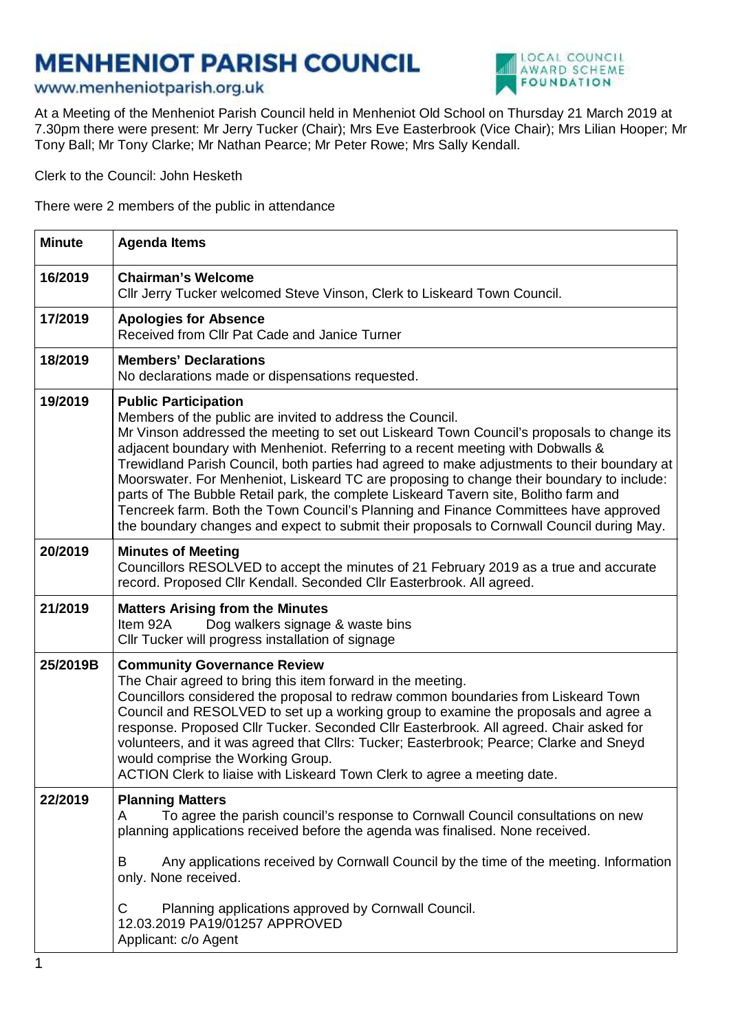# MENHENIOT PARISH COUNCIL

www.menheniotparish.org.uk

At a Meeting of the Menheniot Parish Council held in Menheniot Old School on Thursday 21 March 2019 at 7.30pm there were present: Mr Jerry Tucker (Chair); Mrs Eve Easterbrook (Vice Chair); Mrs Lilian Hooper; Mr Tony Ball; Mr Tony Clarke; Mr Nathan Pearce; Mr Peter Rowe; Mrs Sally Kendall.

Clerk to the Council: John Hesketh

There were 2 members of the public in attendance

| Minute | Agenda Items |
|---|---|
| 16/2019 | **Chairman's Welcome**<br>Cllr Jerry Tucker welcomed Steve Vinson, Clerk to Liskeard Town Council. |
| 17/2019 | **Apologies for Absence**<br>Received from Cllr Pat Cade and Janice Turner |
| 18/2019 | **Members' Declarations**<br>No declarations made or dispensations requested. |
| 19/2019 | **Public Participation**<br>Members of the public are invited to address the Council.<br>Mr Vinson addressed the meeting to set out Liskeard Town Council's proposals to change its adjacent boundary with Menheniot. Referring to a recent meeting with Dobwalls & Trewidland Parish Council, both parties had agreed to make adjustments to their boundary at Moorswater. For Menheniot, Liskeard TC are proposing to change their boundary to include: parts of The Bubble Retail park, the complete Liskeard Tavern site, Bolitho farm and Tencreek farm. Both the Town Council's Planning and Finance Committees have approved the boundary changes and expect to submit their proposals to Cornwall Council during May. |
| 20/2019 | **Minutes of Meeting**<br>Councillors RESOLVED to accept the minutes of 21 February 2019 as a true and accurate record. Proposed Cllr Kendall. Seconded Cllr Easterbrook. All agreed. |
| 21/2019 | **Matters Arising from the Minutes**<br>Item 92A Dog walkers signage & waste bins<br>Cllr Tucker will progress installation of signage |
| 25/2019B | **Community Governance Review**<br>The Chair agreed to bring this item forward in the meeting.<br>Councillors considered the proposal to redraw common boundaries from Liskeard Town Council and RESOLVED to set up a working group to examine the proposals and agree a response. Proposed Cllr Tucker. Seconded Cllr Easterbrook. All agreed. Chair asked for volunteers, and it was agreed that Cllrs: Tucker; Easterbrook; Pearce; Clarke and Sneyd would comprise the Working Group.<br>ACTION Clerk to liaise with Liskeard Town Clerk to agree a meeting date. |
| 22/2019 | **Planning Matters**<br>A To agree the parish council's response to Cornwall Council consultations on new planning applications received before the agenda was finalised. None received.<br><br>B Any applications received by Cornwall Council by the time of the meeting. Information only. None received.<br><br>C Planning applications approved by Cornwall Council.<br>12.03.2019 PA19/01257 APPROVED<br>Applicant: c/o Agent |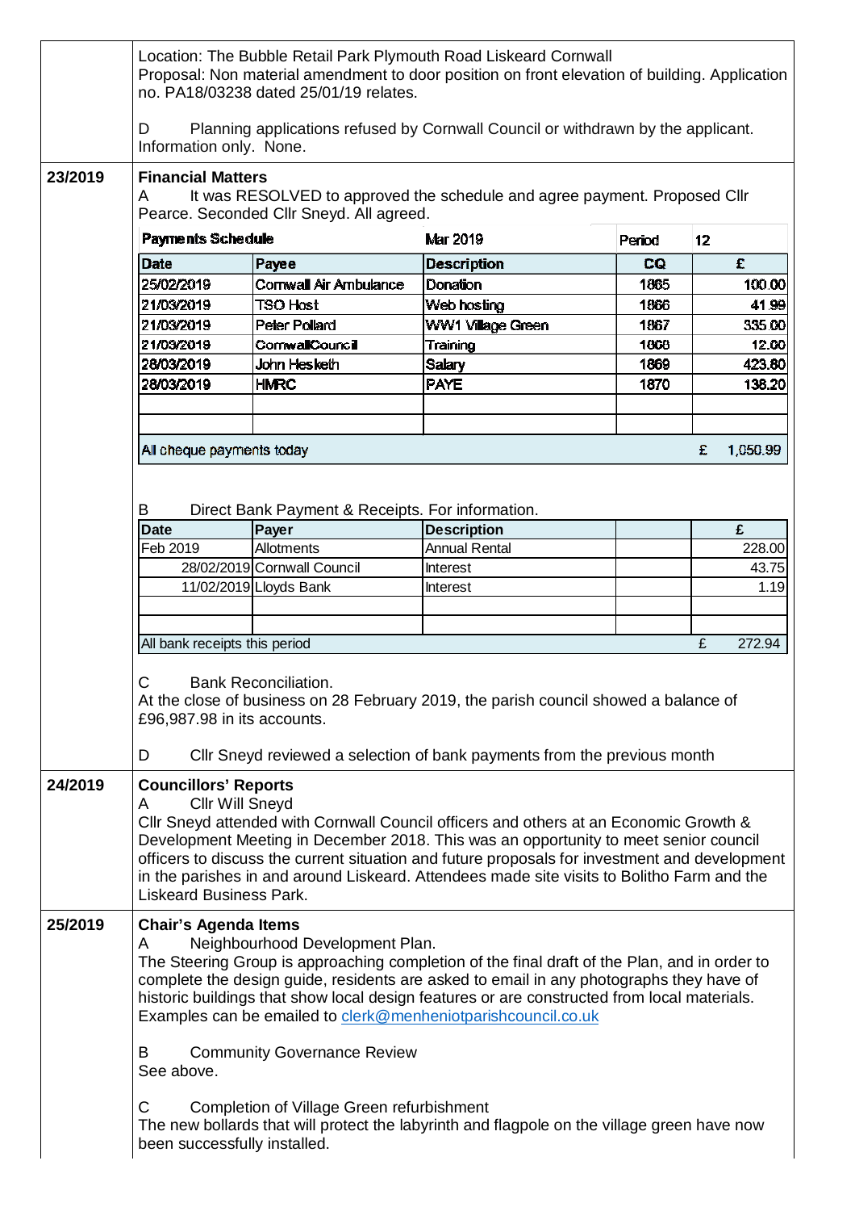Location: The Bubble Retail Park Plymouth Road Liskeard Cornwall
Proposal: Non material amendment to door position on front elevation of building. Application no. PA18/03238 dated 25/01/19 relates.

D Planning applications refused by Cornwall Council or withdrawn by the applicant. Information only. None.

**23/2019** **Financial Matters**

A It was RESOLVED to approved the schedule and agree payment. Proposed Cllr Pearce. Seconded Cllr Sneyd. All agreed.

| **Payments Schedule** | | Mar 2019 | Period | 12 |
|---|---|---|---|---|
| **Date** | **Payee** | **Description** | **CQ** | **£** |
| 25/02/2019 | Cornwall Air Ambulance | Donation | 1865 | 100.00 |
| 21/03/2019 | TSO Host | Web hosting | 1866 | 41.99 |
| 21/03/2019 | Peter Pollard | WW1 Village Green | 1867 | 335.00 |
| 21/03/2019 | CornwallCouncil | Training | 1868 | 12.00 |
| 28/03/2019 | John Hesketh | Salary | 1869 | 423.80 |
| 28/03/2019 | HMRC | PAYE | 1870 | 138.20 |
| | | | | |
| | | | | |
| All cheque payments today | | | | £ 1,050.99 |

B Direct Bank Payment & Receipts. For information.

| **Date** | **Payer** | **Description** | | **£** |
|---|---|---|---|---|
| Feb 2019 | Allotments | Annual Rental | | 228.00 |
| 28/02/2019 | Cornwall Council | Interest | | 43.75 |
| 11/02/2019 | Lloyds Bank | Interest | | 1.19 |
| | | | | |
| | | | | |
| All bank receipts this period | | | | £ 272.94 |

C Bank Reconciliation.
At the close of business on 28 February 2019, the parish council showed a balance of £96,987.98 in its accounts.

D Cllr Sneyd reviewed a selection of bank payments from the previous month

**24/2019** **Councillors' Reports**

A Cllr Will Sneyd
Cllr Sneyd attended with Cornwall Council officers and others at an Economic Growth & Development Meeting in December 2018. This was an opportunity to meet senior council officers to discuss the current situation and future proposals for investment and development in the parishes in and around Liskeard. Attendees made site visits to Bolitho Farm and the Liskeard Business Park.

**25/2019** **Chair's Agenda Items**

A Neighbourhood Development Plan.
The Steering Group is approaching completion of the final draft of the Plan, and in order to complete the design guide, residents are asked to email in any photographs they have of historic buildings that show local design features or are constructed from local materials. Examples can be emailed to clerk@menheniotparishcouncil.co.uk

B Community Governance Review
See above.

C Completion of Village Green refurbishment
The new bollards that will protect the labyrinth and flagpole on the village green have now been successfully installed.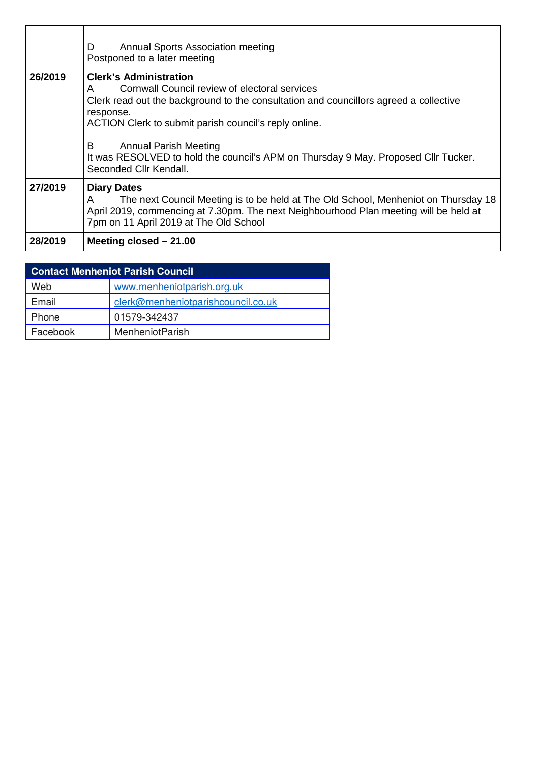| | |
|---|---|
| | D Annual Sports Association meeting<br>Postponed to a later meeting |
| **26/2019** | **Clerk's Administration**<br>A Cornwall Council review of electoral services<br>Clerk read out the background to the consultation and councillors agreed a collective response.<br>ACTION Clerk to submit parish council's reply online.<br><br>B Annual Parish Meeting<br>It was RESOLVED to hold the council's APM on Thursday 9 May. Proposed Cllr Tucker. Seconded Cllr Kendall. |
| **27/2019** | **Diary Dates**<br>A The next Council Meeting is to be held at The Old School, Menheniot on Thursday 18 April 2019, commencing at 7.30pm. The next Neighbourhood Plan meeting will be held at 7pm on 11 April 2019 at The Old School |
| **28/2019** | **Meeting closed – 21.00** |

| **Contact Menheniot Parish Council** | |
|---|---|
| Web | www.menheniotparish.org.uk |
| Email | clerk@menheniotparishcouncil.co.uk |
| Phone | 01579-342437 |
| Facebook | MenheniotParish |